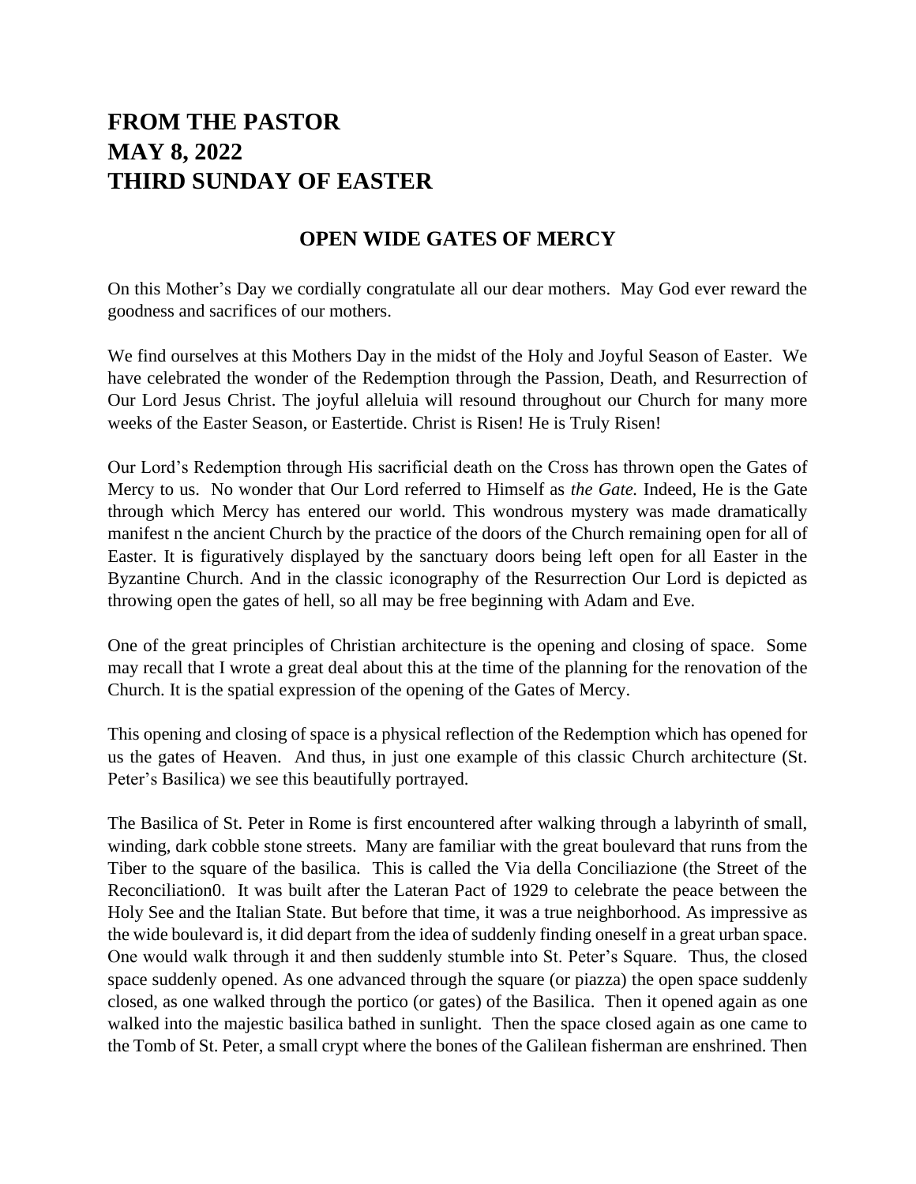# FROM THE PASTOR
# MAY 8, 2022
# THIRD SUNDAY OF EASTER

## OPEN WIDE GATES OF MERCY

On this Mother's Day we cordially congratulate all our dear mothers. May God ever reward the goodness and sacrifices of our mothers.

We find ourselves at this Mothers Day in the midst of the Holy and Joyful Season of Easter. We have celebrated the wonder of the Redemption through the Passion, Death, and Resurrection of Our Lord Jesus Christ. The joyful alleluia will resound throughout our Church for many more weeks of the Easter Season, or Eastertide. Christ is Risen! He is Truly Risen!

Our Lord's Redemption through His sacrificial death on the Cross has thrown open the Gates of Mercy to us. No wonder that Our Lord referred to Himself as *the Gate.* Indeed, He is the Gate through which Mercy has entered our world. This wondrous mystery was made dramatically manifest n the ancient Church by the practice of the doors of the Church remaining open for all of Easter. It is figuratively displayed by the sanctuary doors being left open for all Easter in the Byzantine Church. And in the classic iconography of the Resurrection Our Lord is depicted as throwing open the gates of hell, so all may be free beginning with Adam and Eve.

One of the great principles of Christian architecture is the opening and closing of space. Some may recall that I wrote a great deal about this at the time of the planning for the renovation of the Church. It is the spatial expression of the opening of the Gates of Mercy.

This opening and closing of space is a physical reflection of the Redemption which has opened for us the gates of Heaven. And thus, in just one example of this classic Church architecture (St. Peter's Basilica) we see this beautifully portrayed.

The Basilica of St. Peter in Rome is first encountered after walking through a labyrinth of small, winding, dark cobble stone streets. Many are familiar with the great boulevard that runs from the Tiber to the square of the basilica. This is called the Via della Conciliazione (the Street of the Reconciliation0. It was built after the Lateran Pact of 1929 to celebrate the peace between the Holy See and the Italian State. But before that time, it was a true neighborhood. As impressive as the wide boulevard is, it did depart from the idea of suddenly finding oneself in a great urban space. One would walk through it and then suddenly stumble into St. Peter's Square. Thus, the closed space suddenly opened. As one advanced through the square (or piazza) the open space suddenly closed, as one walked through the portico (or gates) of the Basilica. Then it opened again as one walked into the majestic basilica bathed in sunlight. Then the space closed again as one came to the Tomb of St. Peter, a small crypt where the bones of the Galilean fisherman are enshrined. Then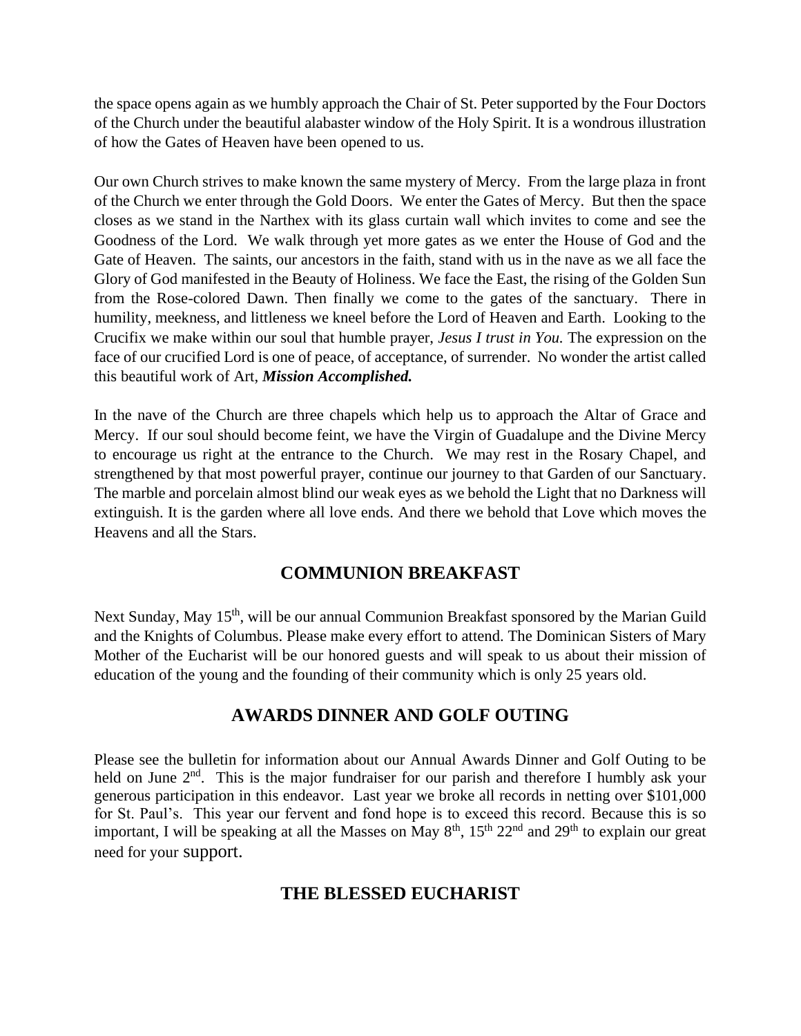the space opens again as we humbly approach the Chair of St. Peter supported by the Four Doctors of the Church under the beautiful alabaster window of the Holy Spirit. It is a wondrous illustration of how the Gates of Heaven have been opened to us.

Our own Church strives to make known the same mystery of Mercy. From the large plaza in front of the Church we enter through the Gold Doors. We enter the Gates of Mercy. But then the space closes as we stand in the Narthex with its glass curtain wall which invites to come and see the Goodness of the Lord. We walk through yet more gates as we enter the House of God and the Gate of Heaven. The saints, our ancestors in the faith, stand with us in the nave as we all face the Glory of God manifested in the Beauty of Holiness. We face the East, the rising of the Golden Sun from the Rose-colored Dawn. Then finally we come to the gates of the sanctuary. There in humility, meekness, and littleness we kneel before the Lord of Heaven and Earth. Looking to the Crucifix we make within our soul that humble prayer, *Jesus I trust in You.* The expression on the face of our crucified Lord is one of peace, of acceptance, of surrender. No wonder the artist called this beautiful work of Art, ***Mission Accomplished.***

In the nave of the Church are three chapels which help us to approach the Altar of Grace and Mercy. If our soul should become feint, we have the Virgin of Guadalupe and the Divine Mercy to encourage us right at the entrance to the Church. We may rest in the Rosary Chapel, and strengthened by that most powerful prayer, continue our journey to that Garden of our Sanctuary. The marble and porcelain almost blind our weak eyes as we behold the Light that no Darkness will extinguish. It is the garden where all love ends. And there we behold that Love which moves the Heavens and all the Stars.

## COMMUNION BREAKFAST

Next Sunday, May 15th, will be our annual Communion Breakfast sponsored by the Marian Guild and the Knights of Columbus. Please make every effort to attend. The Dominican Sisters of Mary Mother of the Eucharist will be our honored guests and will speak to us about their mission of education of the young and the founding of their community which is only 25 years old.

## AWARDS DINNER AND GOLF OUTING

Please see the bulletin for information about our Annual Awards Dinner and Golf Outing to be held on June 2nd. This is the major fundraiser for our parish and therefore I humbly ask your generous participation in this endeavor. Last year we broke all records in netting over $101,000 for St. Paul's. This year our fervent and fond hope is to exceed this record. Because this is so important, I will be speaking at all the Masses on May 8th, 15th 22nd and 29th to explain our great need for your support.

## THE BLESSED EUCHARIST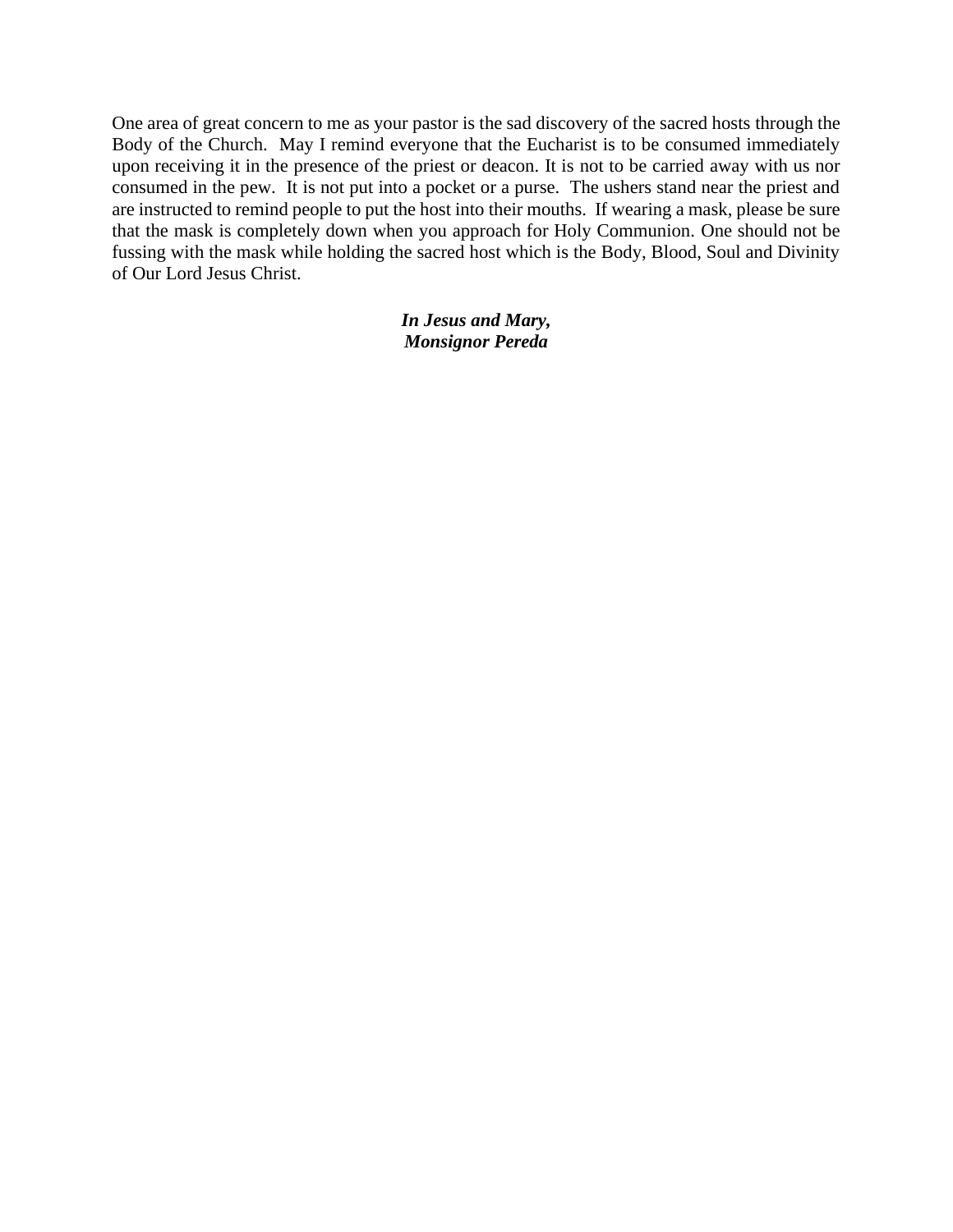One area of great concern to me as your pastor is the sad discovery of the sacred hosts through the Body of the Church. May I remind everyone that the Eucharist is to be consumed immediately upon receiving it in the presence of the priest or deacon. It is not to be carried away with us nor consumed in the pew. It is not put into a pocket or a purse. The ushers stand near the priest and are instructed to remind people to put the host into their mouths. If wearing a mask, please be sure that the mask is completely down when you approach for Holy Communion. One should not be fussing with the mask while holding the sacred host which is the Body, Blood, Soul and Divinity of Our Lord Jesus Christ.

***In Jesus and Mary,***
***Monsignor Pereda***